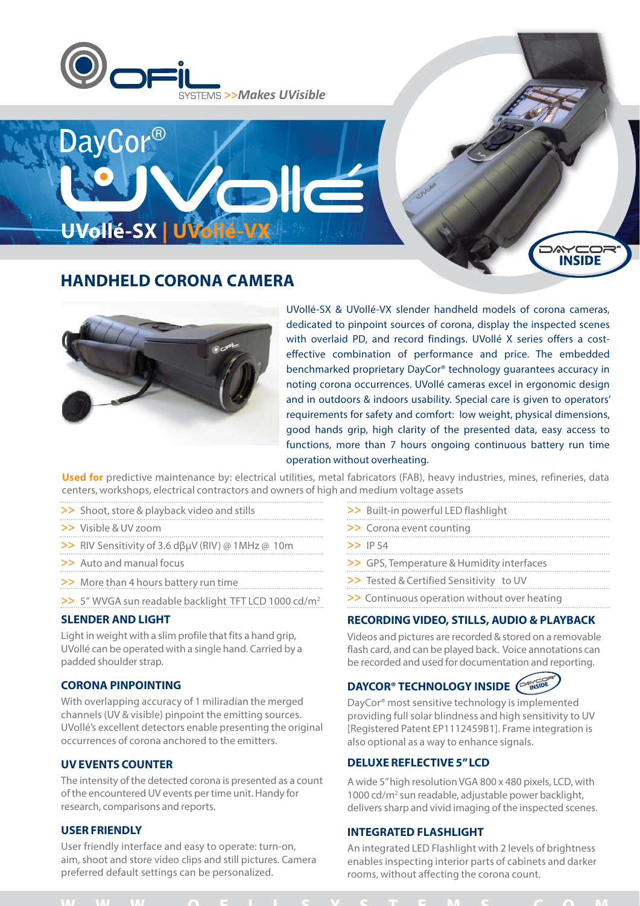OFIL SYSTEMS >>*Makes UVisible*

# DayCor® UVollé

## UVollé-SX | UVollé-VX

DAYCOR® INSIDE

## HANDHELD CORONA CAMERA

UVollé-SX & UVollé-VX slender handheld models of corona cameras, dedicated to pinpoint sources of corona, display the inspected scenes with overlaid PD, and record findings. UVollé X series offers a cost-effective combination of performance and price. The embedded benchmarked proprietary DayCor® technology guarantees accuracy in noting corona occurrences. UVollé cameras excel in ergonomic design and in outdoors & indoors usability. Special care is given to operators' requirements for safety and comfort: low weight, physical dimensions, good hands grip, high clarity of the presented data, easy access to functions, more than 7 hours ongoing continuous battery run time operation without overheating.

**Used for** predictive maintenance by: electrical utilities, metal fabricators (FAB), heavy industries, mines, refineries, data centers, workshops, electrical contractors and owners of high and medium voltage assets

- >> Shoot, store & playback video and stills
- >> Visible & UV zoom
- >> RIV Sensitivity of 3.6 dBμV (RIV) @ 1MHz @ 10m
- >> Auto and manual focus
- >> More than 4 hours battery run time
- >> 5" WVGA sun readable backlight TFT LCD 1000 cd/m²
- >> Built-in powerful LED flashlight
- >> Corona event counting
- >> IP 54
- >> GPS, Temperature & Humidity interfaces
- >> Tested & Certified Sensitivity to UV
- >> Continuous operation without over heating

### SLENDER AND LIGHT

Light in weight with a slim profile that fits a hand grip, UVollé can be operated with a single hand. Carried by a padded shoulder strap.

### CORONA PINPOINTING

With overlapping accuracy of 1 miliradian the merged channels (UV & visible) pinpoint the emitting sources. UVollé's excellent detectors enable presenting the original occurrences of corona anchored to the emitters.

### UV EVENTS COUNTER

The intensity of the detected corona is presented as a count of the encountered UV events per time unit. Handy for research, comparisons and reports.

### USER FRIENDLY

User friendly interface and easy to operate: turn-on, aim, shoot and store video clips and still pictures. Camera preferred default settings can be personalized.

### RECORDING VIDEO, STILLS, AUDIO & PLAYBACK

Videos and pictures are recorded & stored on a removable flash card, and can be played back. Voice annotations can be recorded and used for documentation and reporting.

### DAYCOR® TECHNOLOGY INSIDE

DayCor® most sensitive technology is implemented providing full solar blindness and high sensitivity to UV [Registered Patent EP1112459B1]. Frame integration is also optional as a way to enhance signals.

### DELUXE REFLECTIVE 5" LCD

A wide 5" high resolution VGA 800 x 480 pixels, LCD, with 1000 cd/m² sun readable, adjustable power backlight, delivers sharp and vivid imaging of the inspected scenes.

### INTEGRATED FLASHLIGHT

An integrated LED Flashlight with 2 levels of brightness enables inspecting interior parts of cabinets and darker rooms, without affecting the corona count.

WWW.OFILSYSTEMS.COM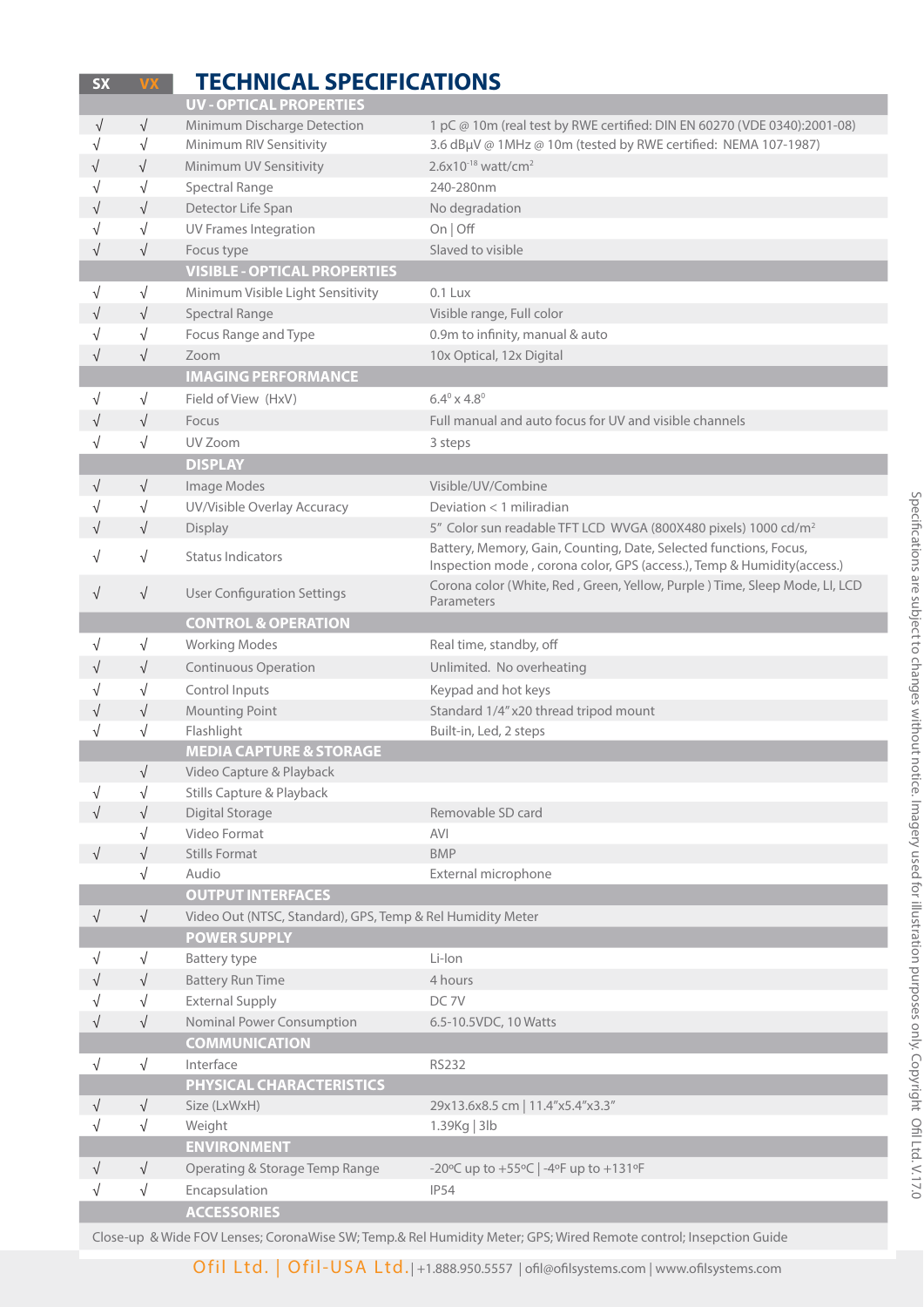# TECHNICAL SPECIFICATIONS

| SX | VX | Specification | Value |
|---|---|---|---|
| | | **UV - OPTICAL PROPERTIES** | |
| √ | √ | Minimum Discharge Detection | 1 pC @ 10m (real test by RWE certified: DIN EN 60270 (VDE 0340):2001-08) |
| √ | √ | Minimum RIV Sensitivity | 3.6 dBµV @ 1MHz @ 10m (tested by RWE certified: NEMA 107-1987) |
| √ | √ | Minimum UV Sensitivity | $2.6 \times 10^{-18}$ watt/cm$^2$ |
| √ | √ | Spectral Range | 240-280nm |
| √ | √ | Detector Life Span | No degradation |
| √ | √ | UV Frames Integration | On \| Off |
| √ | √ | Focus type | Slaved to visible |
| | | **VISIBLE - OPTICAL PROPERTIES** | |
| √ | √ | Minimum Visible Light Sensitivity | 0.1 Lux |
| √ | √ | Spectral Range | Visible range, Full color |
| √ | √ | Focus Range and Type | 0.9m to infinity, manual & auto |
| √ | √ | Zoom | 10x Optical, 12x Digital |
| | | **IMAGING PERFORMANCE** | |
| √ | √ | Field of View (HxV) | $6.4^0$ x $4.8^0$ |
| √ | √ | Focus | Full manual and auto focus for UV and visible channels |
| √ | √ | UV Zoom | 3 steps |
| | | **DISPLAY** | |
| √ | √ | Image Modes | Visible/UV/Combine |
| √ | √ | UV/Visible Overlay Accuracy | Deviation < 1 miliradian |
| √ | √ | Display | 5" Color sun readable TFT LCD WVGA (800X480 pixels) 1000 cd/m$^2$ |
| √ | √ | Status Indicators | Battery, Memory, Gain, Counting, Date, Selected functions, Focus, Inspection mode , corona color, GPS (access.), Temp & Humidity(access.) |
| √ | √ | User Configuration Settings | Corona color (White, Red , Green, Yellow, Purple ) Time, Sleep Mode, LI, LCD Parameters |
| | | **CONTROL & OPERATION** | |
| √ | √ | Working Modes | Real time, standby, off |
| √ | √ | Continuous Operation | Unlimited. No overheating |
| √ | √ | Control Inputs | Keypad and hot keys |
| √ | √ | Mounting Point | Standard 1/4" x20 thread tripod mount |
| √ | √ | Flashlight | Built-in, Led, 2 steps |
| | | **MEDIA CAPTURE & STORAGE** | |
| | √ | Video Capture & Playback | |
| √ | √ | Stills Capture & Playback | |
| √ | √ | Digital Storage | Removable SD card |
| | √ | Video Format | AVI |
| √ | √ | Stills Format | BMP |
| | √ | Audio | External microphone |
| | | **OUTPUT INTERFACES** | |
| √ | √ | Video Out (NTSC, Standard), GPS, Temp & Rel Humidity Meter | |
| | | **POWER SUPPLY** | |
| √ | √ | Battery type | Li-Ion |
| √ | √ | Battery Run Time | 4 hours |
| √ | √ | External Supply | DC 7V |
| √ | √ | Nominal Power Consumption | 6.5-10.5VDC, 10 Watts |
| | | **COMMUNICATION** | |
| √ | √ | Interface | RS232 |
| | | **PHYSICAL CHARACTERISTICS** | |
| √ | √ | Size (LxWxH) | 29x13.6x8.5 cm \| 11.4"x5.4"x3.3" |
| √ | √ | Weight | 1.39Kg \| 3lb |
| | | **ENVIRONMENT** | |
| √ | √ | Operating & Storage Temp Range | -20ºC up to +55ºC \| -4ºF up to +131ºF |
| √ | √ | Encapsulation | IP54 |
| | | **ACCESSORIES** | |

Close-up & Wide FOV Lenses; CoronaWise SW; Temp.& Rel Humidity Meter; GPS; Wired Remote control; Insepction Guide

Ofil Ltd. | Ofil-USA Ltd. | +1.888.950.5557 | ofil@ofilsystems.com | www.ofilsystems.com

Specifications are subject to changes without notice. Imagery used for illustration purposes only. Copyright Ofil Ltd. V.17.0